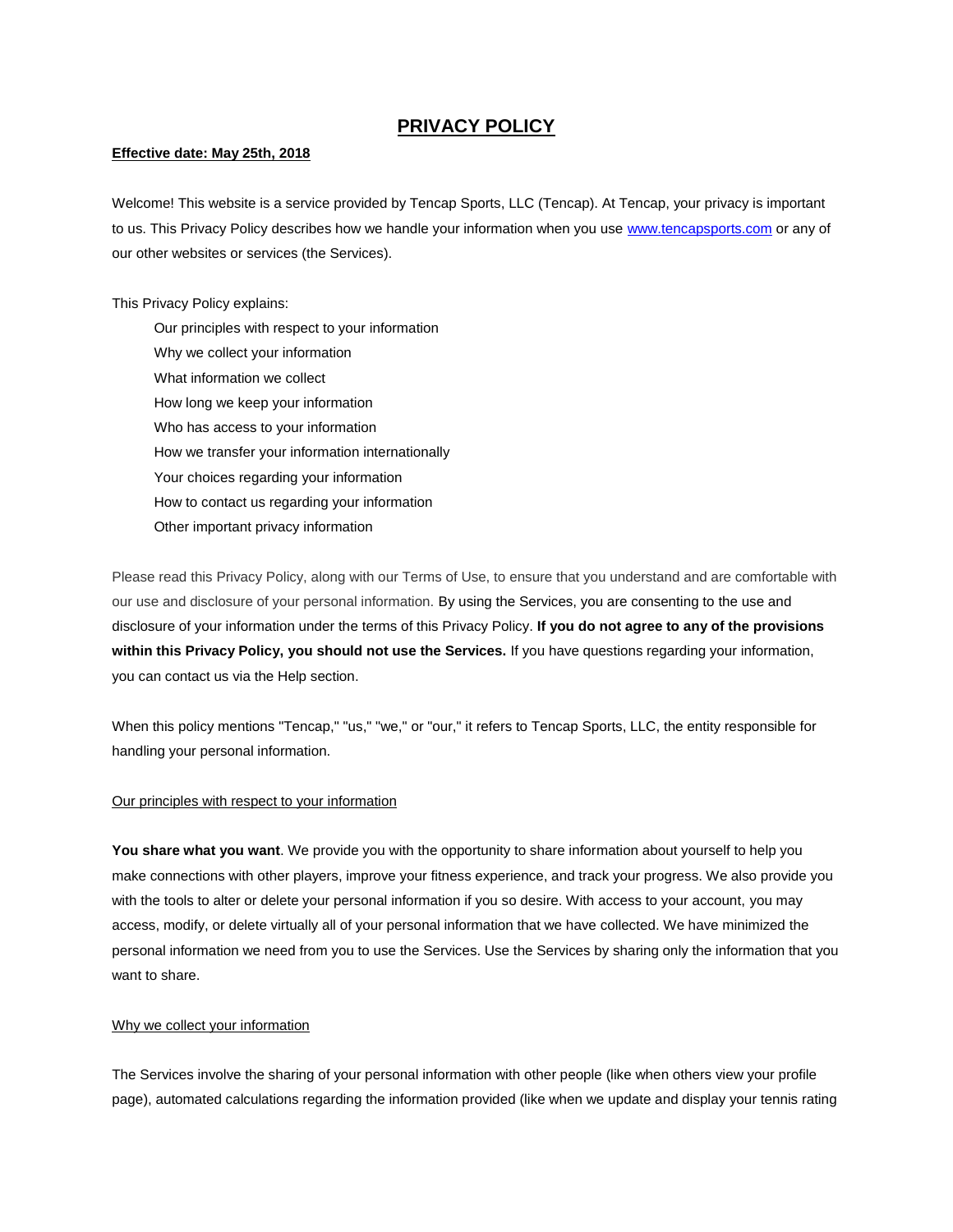# PRIVACY POLICY

**Effective date: May 25th, 2018**

Welcome! This website is a service provided by Tencap Sports, LLC (Tencap). At Tencap, your privacy is important to us. This Privacy Policy describes how we handle your information when you use [www.tencapsports.com](http://www.tencapsports.com) or any of our other websites or services (the Services).

This Privacy Policy explains:

- Our principles with respect to your information
- Why we collect your information
- What information we collect
- How long we keep your information
- Who has access to your information
- How we transfer your information internationally
- Your choices regarding your information
- How to contact us regarding your information
- Other important privacy information

Please read this Privacy Policy, along with our Terms of Use, to ensure that you understand and are comfortable with our use and disclosure of your personal information. By using the Services, you are consenting to the use and disclosure of your information under the terms of this Privacy Policy. **If you do not agree to any of the provisions within this Privacy Policy, you should not use the Services.** If you have questions regarding your information, you can contact us via the Help section.

When this policy mentions "Tencap," "us," "we," or "our," it refers to Tencap Sports, LLC, the entity responsible for handling your personal information.

## Our principles with respect to your information

**You share what you want**. We provide you with the opportunity to share information about yourself to help you make connections with other players, improve your fitness experience, and track your progress. We also provide you with the tools to alter or delete your personal information if you so desire. With access to your account, you may access, modify, or delete virtually all of your personal information that we have collected. We have minimized the personal information we need from you to use the Services. Use the Services by sharing only the information that you want to share.

## Why we collect your information

The Services involve the sharing of your personal information with other people (like when others view your profile page), automated calculations regarding the information provided (like when we update and display your tennis rating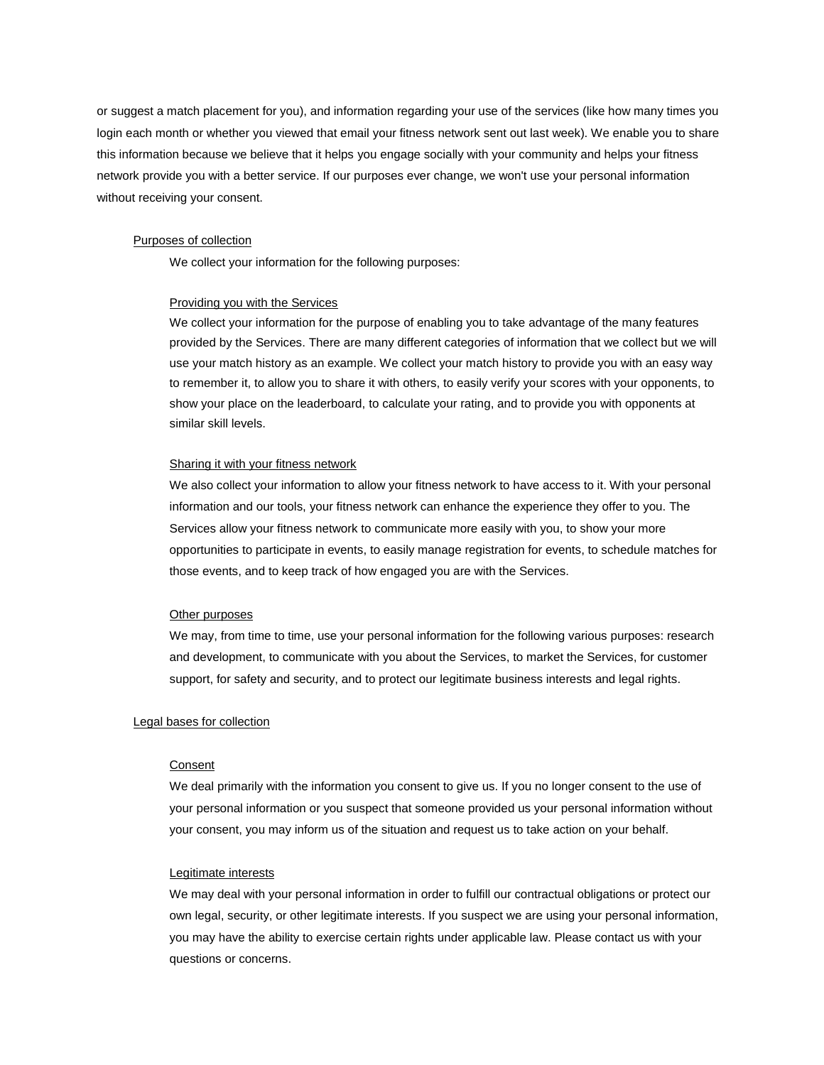or suggest a match placement for you), and information regarding your use of the services (like how many times you login each month or whether you viewed that email your fitness network sent out last week). We enable you to share this information because we believe that it helps you engage socially with your community and helps your fitness network provide you with a better service. If our purposes ever change, we won't use your personal information without receiving your consent.

## Purposes of collection

We collect your information for the following purposes:

### Providing you with the Services

We collect your information for the purpose of enabling you to take advantage of the many features provided by the Services. There are many different categories of information that we collect but we will use your match history as an example. We collect your match history to provide you with an easy way to remember it, to allow you to share it with others, to easily verify your scores with your opponents, to show your place on the leaderboard, to calculate your rating, and to provide you with opponents at similar skill levels.

### Sharing it with your fitness network

We also collect your information to allow your fitness network to have access to it. With your personal information and our tools, your fitness network can enhance the experience they offer to you. The Services allow your fitness network to communicate more easily with you, to show your more opportunities to participate in events, to easily manage registration for events, to schedule matches for those events, and to keep track of how engaged you are with the Services.

### Other purposes

We may, from time to time, use your personal information for the following various purposes: research and development, to communicate with you about the Services, to market the Services, for customer support, for safety and security, and to protect our legitimate business interests and legal rights.

## Legal bases for collection

### Consent

We deal primarily with the information you consent to give us. If you no longer consent to the use of your personal information or you suspect that someone provided us your personal information without your consent, you may inform us of the situation and request us to take action on your behalf.

### Legitimate interests

We may deal with your personal information in order to fulfill our contractual obligations or protect our own legal, security, or other legitimate interests. If you suspect we are using your personal information, you may have the ability to exercise certain rights under applicable law. Please contact us with your questions or concerns.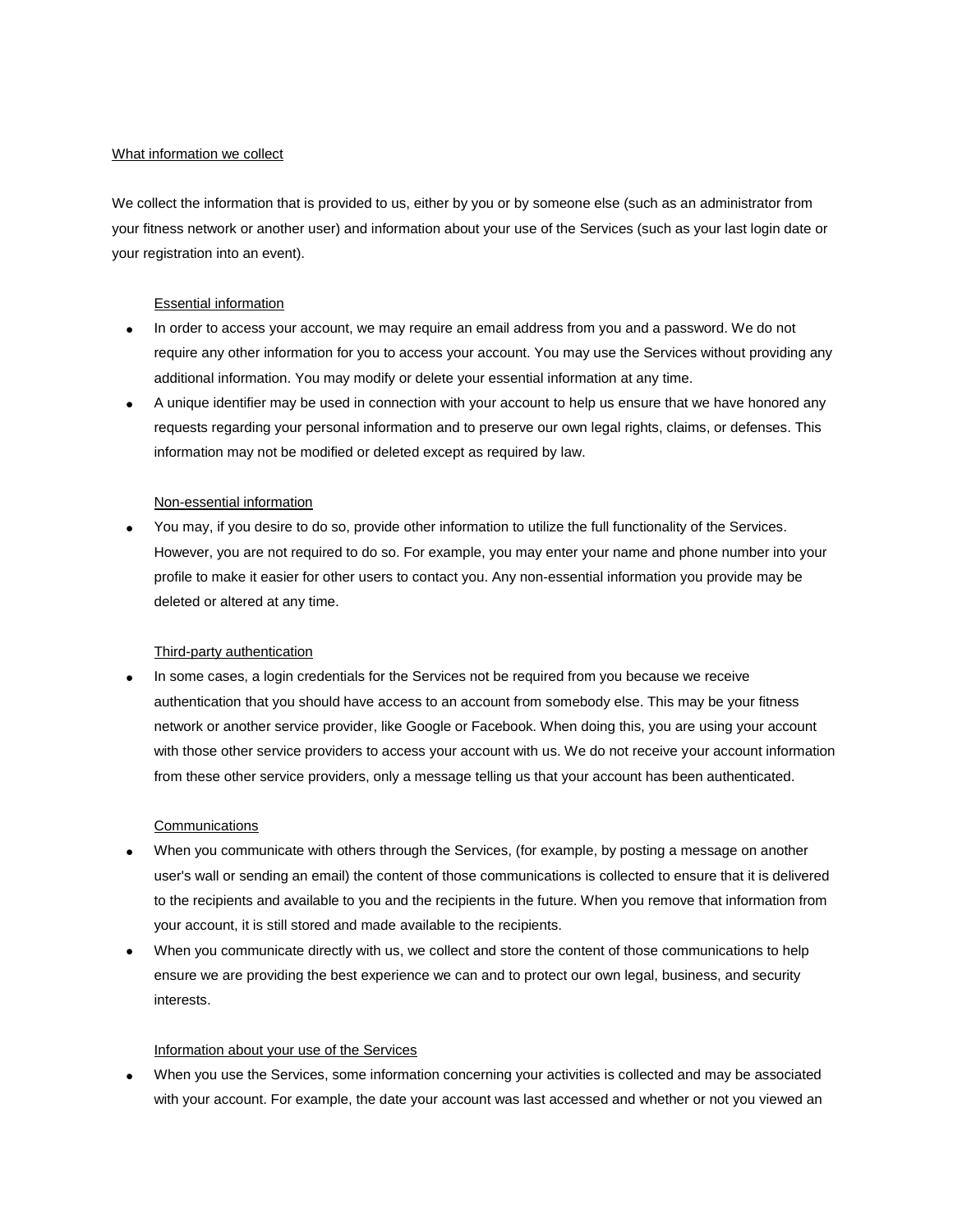## What information we collect

We collect the information that is provided to us, either by you or by someone else (such as an administrator from your fitness network or another user) and information about your use of the Services (such as your last login date or your registration into an event).

### Essential information

- In order to access your account, we may require an email address from you and a password. We do not require any other information for you to access your account. You may use the Services without providing any additional information. You may modify or delete your essential information at any time.
- A unique identifier may be used in connection with your account to help us ensure that we have honored any requests regarding your personal information and to preserve our own legal rights, claims, or defenses. This information may not be modified or deleted except as required by law.

### Non-essential information

- You may, if you desire to do so, provide other information to utilize the full functionality of the Services. However, you are not required to do so. For example, you may enter your name and phone number into your profile to make it easier for other users to contact you. Any non-essential information you provide may be deleted or altered at any time.

### Third-party authentication

- In some cases, a login credentials for the Services not be required from you because we receive authentication that you should have access to an account from somebody else. This may be your fitness network or another service provider, like Google or Facebook. When doing this, you are using your account with those other service providers to access your account with us. We do not receive your account information from these other service providers, only a message telling us that your account has been authenticated.

### Communications

- When you communicate with others through the Services, (for example, by posting a message on another user's wall or sending an email) the content of those communications is collected to ensure that it is delivered to the recipients and available to you and the recipients in the future. When you remove that information from your account, it is still stored and made available to the recipients.
- When you communicate directly with us, we collect and store the content of those communications to help ensure we are providing the best experience we can and to protect our own legal, business, and security interests.

### Information about your use of the Services

- When you use the Services, some information concerning your activities is collected and may be associated with your account. For example, the date your account was last accessed and whether or not you viewed an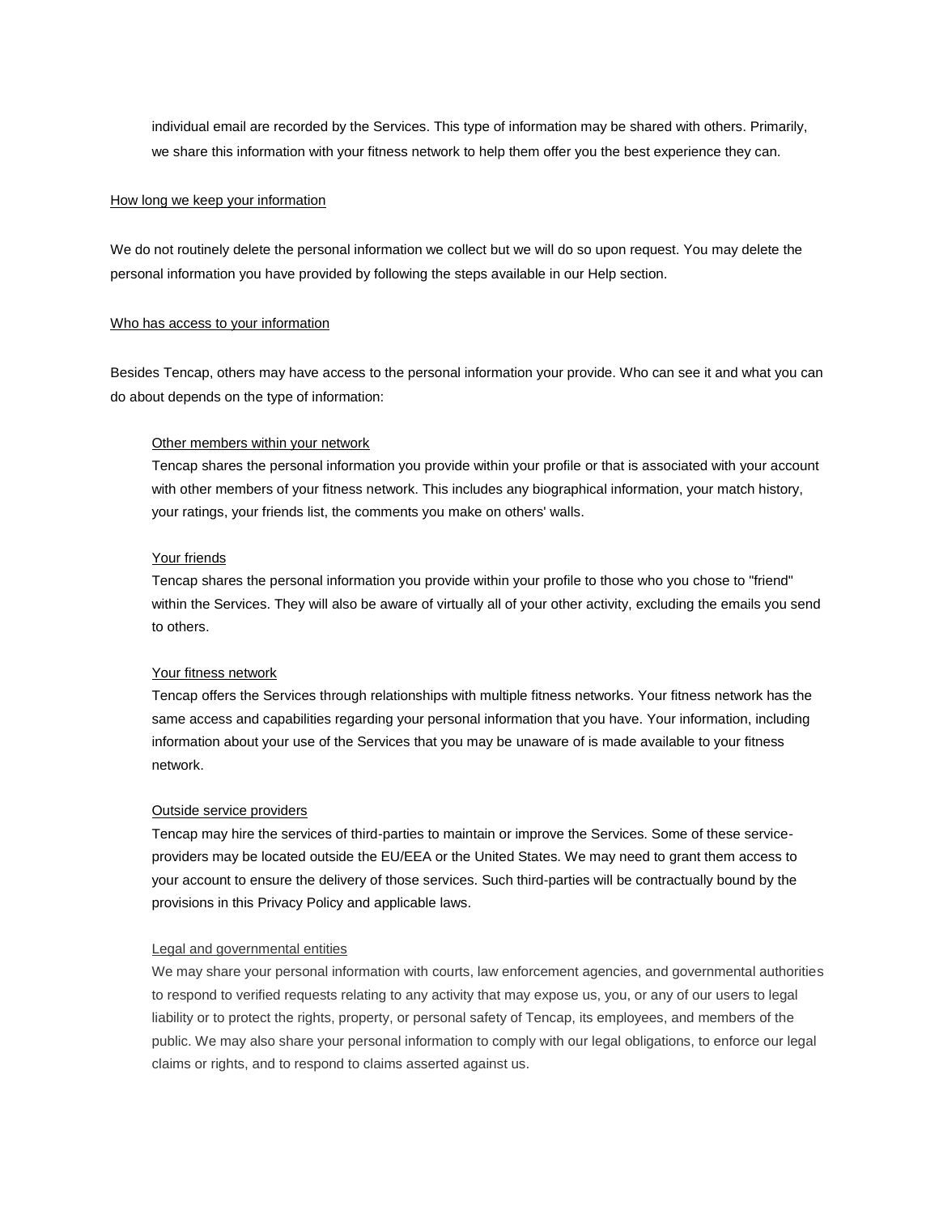individual email are recorded by the Services. This type of information may be shared with others. Primarily, we share this information with your fitness network to help them offer you the best experience they can.

## How long we keep your information

We do not routinely delete the personal information we collect but we will do so upon request. You may delete the personal information you have provided by following the steps available in our Help section.

## Who has access to your information

Besides Tencap, others may have access to the personal information your provide. Who can see it and what you can do about depends on the type of information:

### Other members within your network

Tencap shares the personal information you provide within your profile or that is associated with your account with other members of your fitness network. This includes any biographical information, your match history, your ratings, your friends list, the comments you make on others' walls.

### Your friends

Tencap shares the personal information you provide within your profile to those who you chose to "friend" within the Services. They will also be aware of virtually all of your other activity, excluding the emails you send to others.

### Your fitness network

Tencap offers the Services through relationships with multiple fitness networks. Your fitness network has the same access and capabilities regarding your personal information that you have. Your information, including information about your use of the Services that you may be unaware of is made available to your fitness network.

### Outside service providers

Tencap may hire the services of third-parties to maintain or improve the Services. Some of these service-providers may be located outside the EU/EEA or the United States. We may need to grant them access to your account to ensure the delivery of those services. Such third-parties will be contractually bound by the provisions in this Privacy Policy and applicable laws.

### Legal and governmental entities

We may share your personal information with courts, law enforcement agencies, and governmental authorities to respond to verified requests relating to any activity that may expose us, you, or any of our users to legal liability or to protect the rights, property, or personal safety of Tencap, its employees, and members of the public. We may also share your personal information to comply with our legal obligations, to enforce our legal claims or rights, and to respond to claims asserted against us.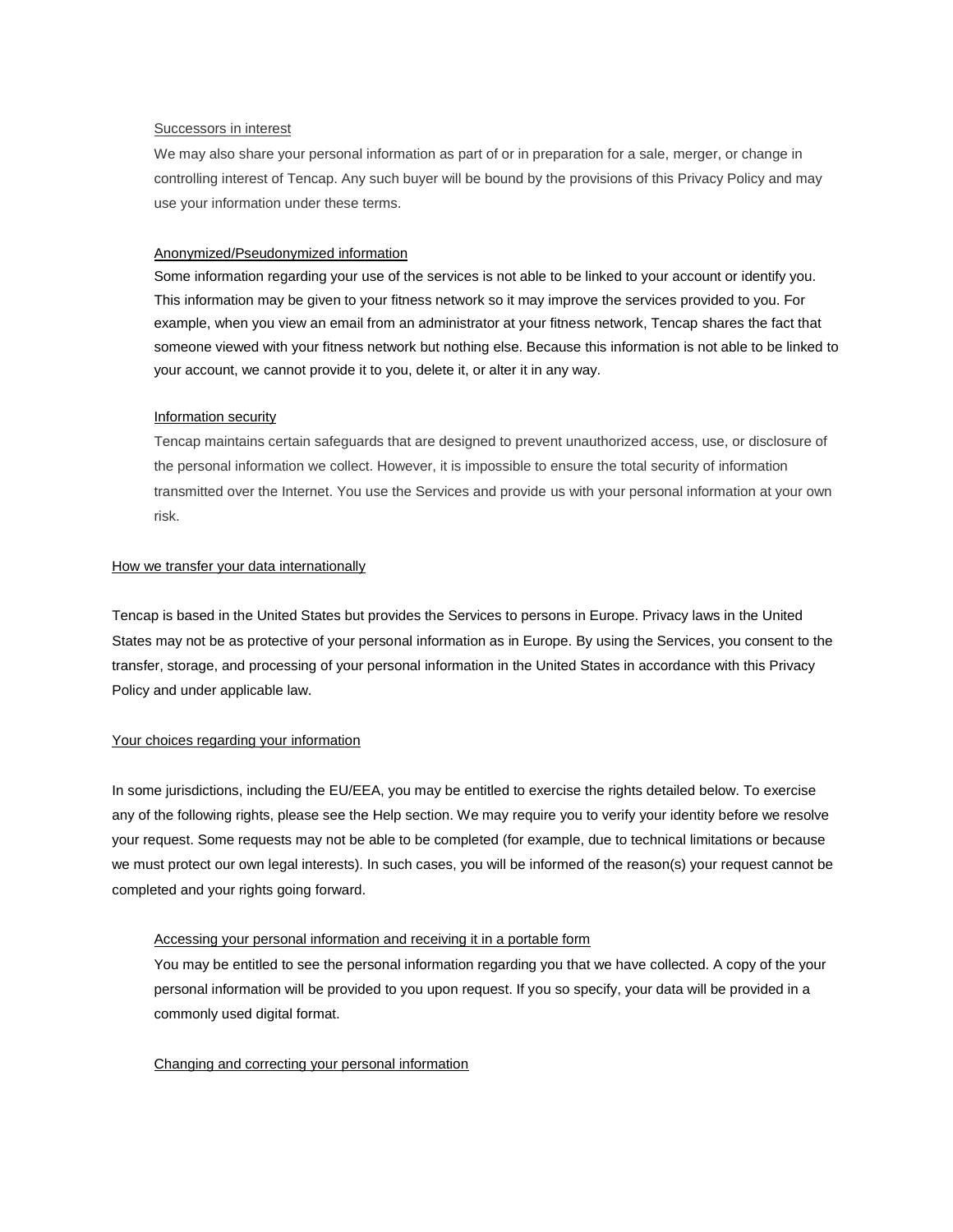#### Successors in interest

We may also share your personal information as part of or in preparation for a sale, merger, or change in controlling interest of Tencap. Any such buyer will be bound by the provisions of this Privacy Policy and may use your information under these terms.

#### Anonymized/Pseudonymized information

Some information regarding your use of the services is not able to be linked to your account or identify you. This information may be given to your fitness network so it may improve the services provided to you. For example, when you view an email from an administrator at your fitness network, Tencap shares the fact that someone viewed with your fitness network but nothing else. Because this information is not able to be linked to your account, we cannot provide it to you, delete it, or alter it in any way.

#### Information security

Tencap maintains certain safeguards that are designed to prevent unauthorized access, use, or disclosure of the personal information we collect. However, it is impossible to ensure the total security of information transmitted over the Internet. You use the Services and provide us with your personal information at your own risk.

### How we transfer your data internationally

Tencap is based in the United States but provides the Services to persons in Europe. Privacy laws in the United States may not be as protective of your personal information as in Europe. By using the Services, you consent to the transfer, storage, and processing of your personal information in the United States in accordance with this Privacy Policy and under applicable law.

### Your choices regarding your information

In some jurisdictions, including the EU/EEA, you may be entitled to exercise the rights detailed below. To exercise any of the following rights, please see the Help section. We may require you to verify your identity before we resolve your request. Some requests may not be able to be completed (for example, due to technical limitations or because we must protect our own legal interests). In such cases, you will be informed of the reason(s) your request cannot be completed and your rights going forward.

#### Accessing your personal information and receiving it in a portable form

You may be entitled to see the personal information regarding you that we have collected. A copy of the your personal information will be provided to you upon request. If you so specify, your data will be provided in a commonly used digital format.

#### Changing and correcting your personal information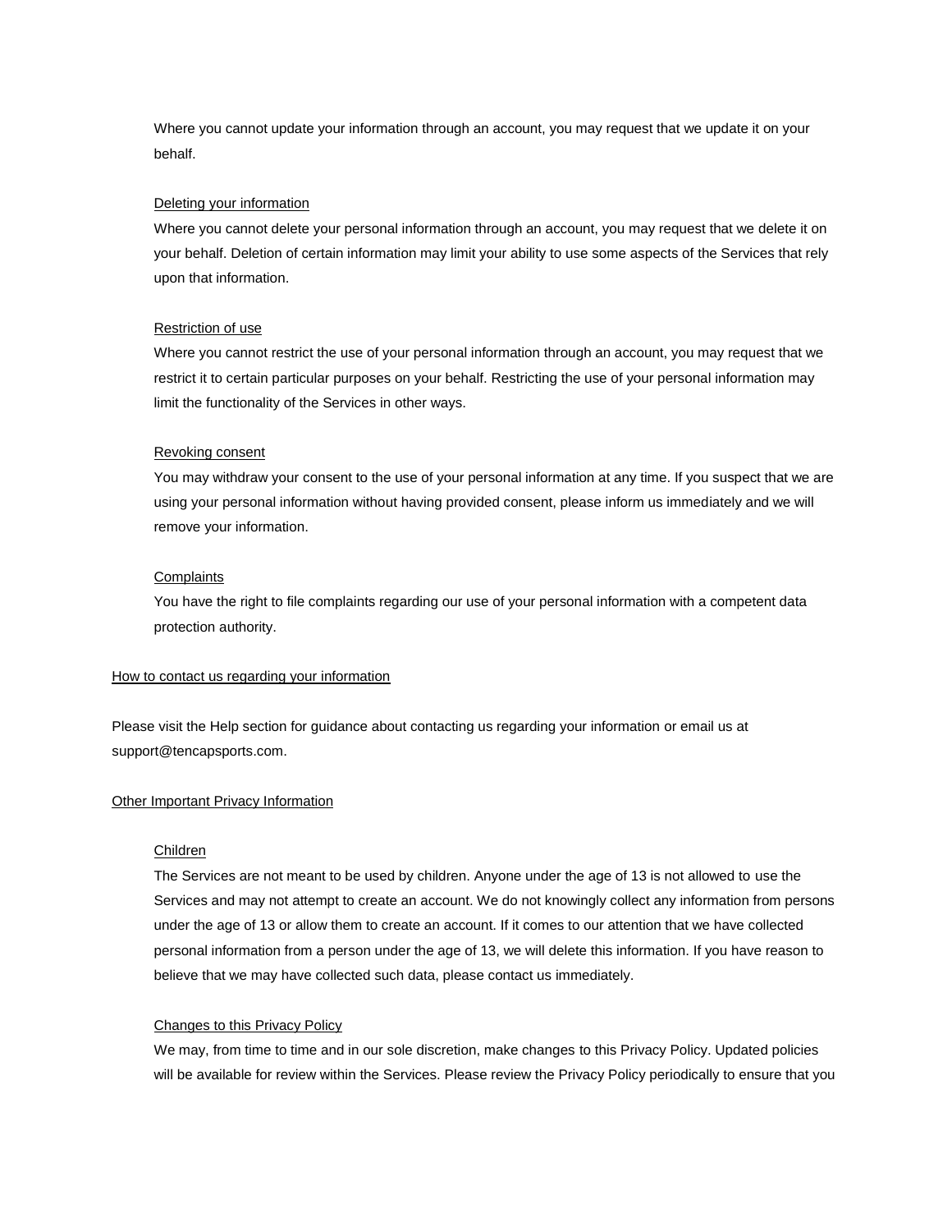Where you cannot update your information through an account, you may request that we update it on your behalf.

### Deleting your information

Where you cannot delete your personal information through an account, you may request that we delete it on your behalf. Deletion of certain information may limit your ability to use some aspects of the Services that rely upon that information.

### Restriction of use

Where you cannot restrict the use of your personal information through an account, you may request that we restrict it to certain particular purposes on your behalf. Restricting the use of your personal information may limit the functionality of the Services in other ways.

### Revoking consent

You may withdraw your consent to the use of your personal information at any time. If you suspect that we are using your personal information without having provided consent, please inform us immediately and we will remove your information.

### Complaints

You have the right to file complaints regarding our use of your personal information with a competent data protection authority.

## How to contact us regarding your information

Please visit the Help section for guidance about contacting us regarding your information or email us at support@tencapsports.com.

## Other Important Privacy Information

### Children

The Services are not meant to be used by children. Anyone under the age of 13 is not allowed to use the Services and may not attempt to create an account. We do not knowingly collect any information from persons under the age of 13 or allow them to create an account. If it comes to our attention that we have collected personal information from a person under the age of 13, we will delete this information. If you have reason to believe that we may have collected such data, please contact us immediately.

### Changes to this Privacy Policy

We may, from time to time and in our sole discretion, make changes to this Privacy Policy. Updated policies will be available for review within the Services. Please review the Privacy Policy periodically to ensure that you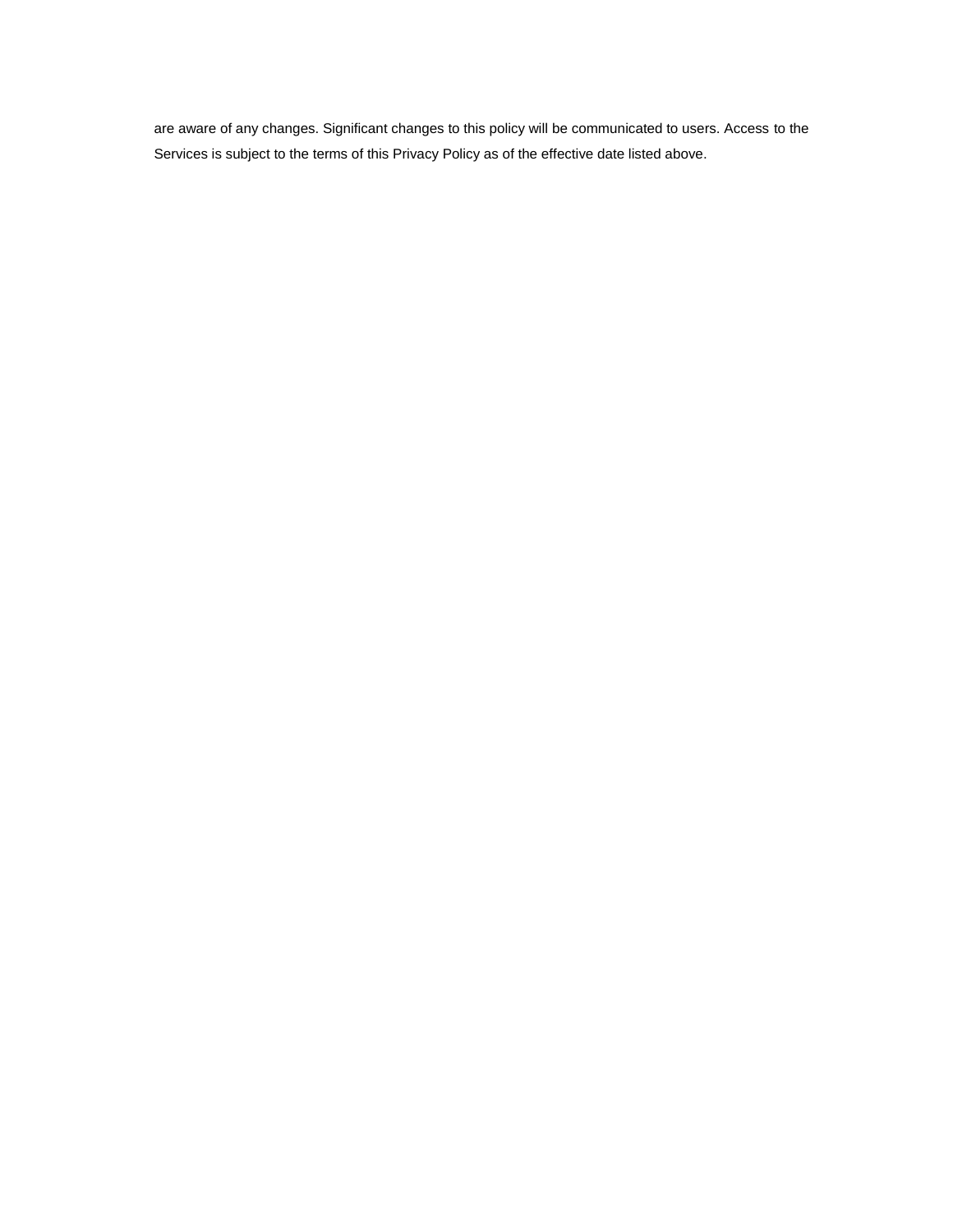are aware of any changes. Significant changes to this policy will be communicated to users. Access to the Services is subject to the terms of this Privacy Policy as of the effective date listed above.